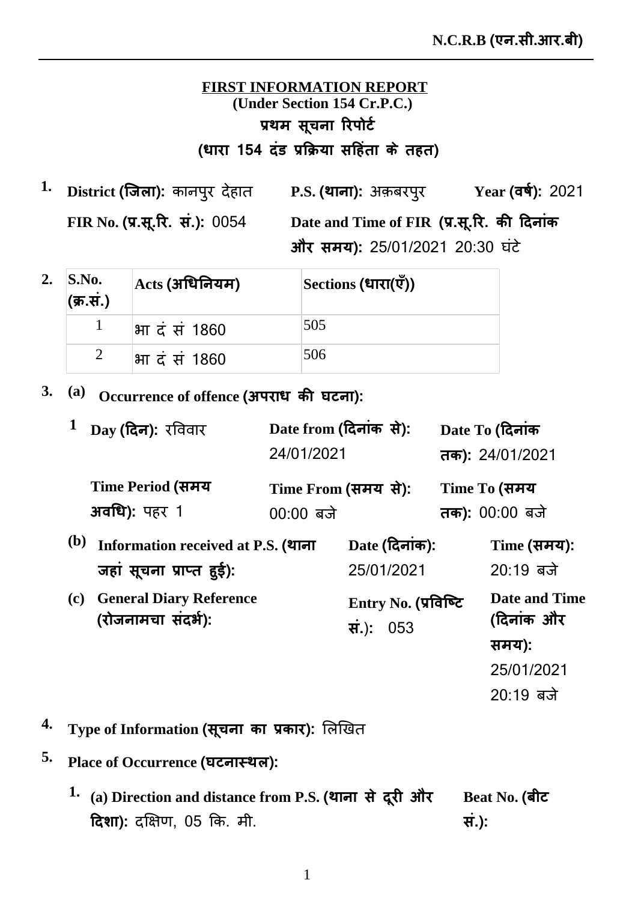N.C.R.B (एन.सी.आर.बी)

## FIRST INFORMATION REPORT
**(Under Section 154 Cr.P.C.)**

**प्रथम सूचना रिपोर्ट**

**(धारा 154 दंड प्रक्रिया सहिंता के तहत)**

**1.** **District (जिला):** कानपुर देहात **P.S. (थाना):** अक़बरपुर **Year (वर्ष):** 2021

**FIR No. (प्र.सू.रि. सं.):** 0054 **Date and Time of FIR (प्र.सू.रि. की दिनांक और समय):** 25/01/2021 20:30 घंटे

**2.**

| S.No. (क्र.सं.) | Acts (अधिनियम) | Sections (धारा(एँ)) |
|---|---|---|
| 1 | भा दं सं 1860 | 505 |
| 2 | भा दं सं 1860 | 506 |

**3. (a) Occurrence of offence (अपराध की घटना):**

**1** **Day (दिन):** रविवार **Date from (दिनांक से):** 24/01/2021 **Date To (दिनांक तक):** 24/01/2021

**Time Period (समय अवधि):** पहर 1 **Time From (समय से):** 00:00 बजे **Time To (समय तक):** 00:00 बजे

**(b) Information received at P.S. (थाना जहां सूचना प्राप्त हुई):** **Date (दिनांक):** 25/01/2021 **Time (समय):** 20:19 बजे

**(c) General Diary Reference (रोजनामचा संदर्भ):** **Entry No. (प्रविष्टि सं.):** 053 **Date and Time (दिनांक और समय):** 25/01/2021 20:19 बजे

**4.** **Type of Information (सूचना का प्रकार):** लिखित

**5.** **Place of Occurrence (घटनास्थल):**

**1.** **(a) Direction and distance from P.S. (थाना से दूरी और दिशा):** दक्षिण, 05 कि. मी. **Beat No. (बीट सं.):**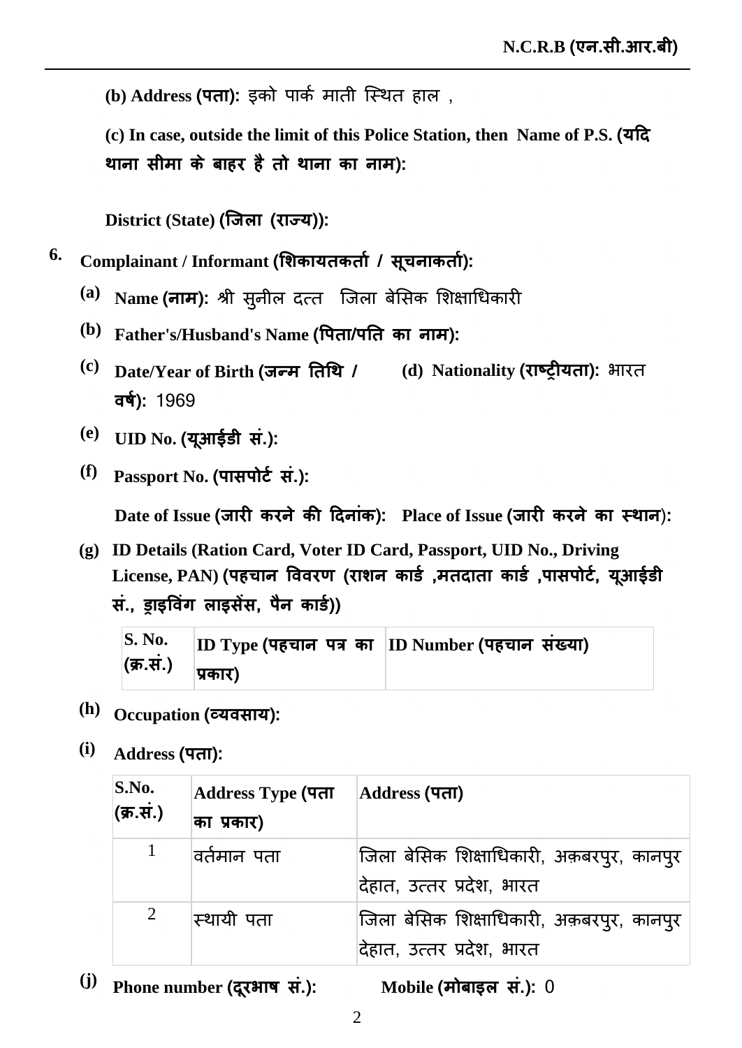**(b) Address (पता):** इको पार्क माती स्थित हाल ,

**(c) In case, outside the limit of this Police Station, then Name of P.S. (यदि थाना सीमा के बाहर है तो थाना का नाम):**

**District (State) (जिला (राज्य)):**

**6. Complainant / Informant (शिकायतकर्ता / सूचनाकर्ता):**

**(a) Name (नाम):** श्री सुनील दत्त जिला बेसिक शिक्षाधिकारी

**(b) Father's/Husband's Name (पिता/पति का नाम):**

**(c) Date/Year of Birth (जन्म तिथि / वर्ष):** 1969 **(d) Nationality (राष्ट्रीयता):** भारत

**(e) UID No. (यूआईडी सं.):**

**(f) Passport No. (पासपोर्ट सं.):**

**Date of Issue (जारी करने की दिनांक): Place of Issue (जारी करने का स्थान):**

**(g) ID Details (Ration Card, Voter ID Card, Passport, UID No., Driving License, PAN) (पहचान विवरण (राशन कार्ड ,मतदाता कार्ड ,पासपोर्ट, यूआईडी सं., ड्राइविंग लाइसेंस, पैन कार्ड))**

| S. No. (क्र.सं.) | ID Type (पहचान पत्र का प्रकार) | ID Number (पहचान संख्या) |
|---|---|---|

**(h) Occupation (व्यवसाय):**

**(i) Address (पता):**

| S.No. (क्र.सं.) | Address Type (पता का प्रकार) | Address (पता) |
|---|---|---|
| 1 | वर्तमान पता | जिला बेसिक शिक्षाधिकारी, अक़बरपुर, कानपुर देहात, उत्तर प्रदेश, भारत |
| 2 | स्थायी पता | जिला बेसिक शिक्षाधिकारी, अक़बरपुर, कानपुर देहात, उत्तर प्रदेश, भारत |

**(j) Phone number (दूरभाष सं.): Mobile (मोबाइल सं.):** 0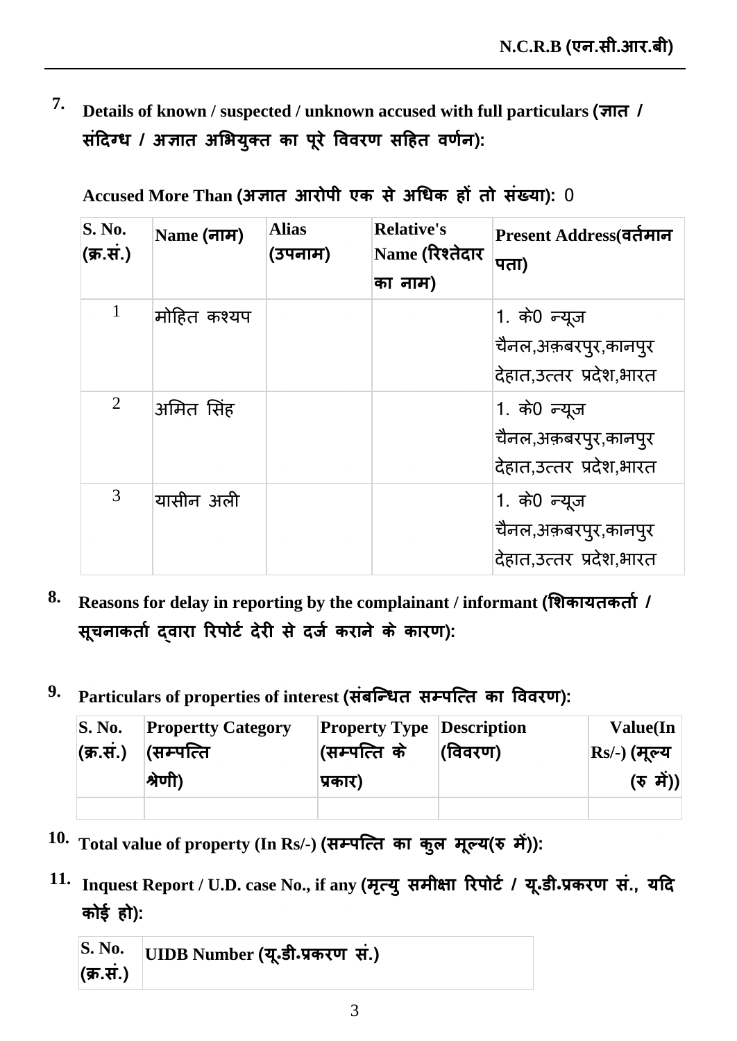**7. Details of known / suspected / unknown accused with full particulars (ज्ञात / संदिग्ध / अज्ञात अभियुक्त का पूरे विवरण सहित वर्णन):**

**Accused More Than (अज्ञात आरोपी एक से अधिक हों तो संख्या):** 0

| S. No. (क्र.सं.) | Name (नाम) | Alias (उपनाम) | Relative's Name (रिश्तेदार का नाम) | Present Address(वर्तमान पता) |
|---|---|---|---|---|
| 1 | मोहित कश्यप | | | 1. के0 न्यूज चैनल,अक़बरपुर,कानपुर देहात,उत्तर प्रदेश,भारत |
| 2 | अमित सिंह | | | 1. के0 न्यूज चैनल,अक़बरपुर,कानपुर देहात,उत्तर प्रदेश,भारत |
| 3 | यासीन अली | | | 1. के0 न्यूज चैनल,अक़बरपुर,कानपुर देहात,उत्तर प्रदेश,भारत |

**8. Reasons for delay in reporting by the complainant / informant (शिकायतकर्ता / सूचनाकर्ता द्वारा रिपोर्ट देरी से दर्ज कराने के कारण):**

**9. Particulars of properties of interest (संबन्धित सम्पत्ति का विवरण):**

| S. No. (क्र.सं.) | Propertty Category (सम्पत्ति श्रेणी) | Property Type (सम्पत्ति के प्रकार) | Description (विवरण) | Value(In Rs/-) (मूल्य (रु में)) |
|---|---|---|---|---|
| | | | | |

**10. Total value of property (In Rs/-) (सम्पत्ति का कुल मूल्य(रु में)):**

**11. Inquest Report / U.D. case No., if any (मृत्यु समीक्षा रिपोर्ट / यू.डी.प्रकरण सं., यदि कोई हो):**

| S. No. (क्र.सं.) | UIDB Number (यू.डी.प्रकरण सं.) |
|---|---|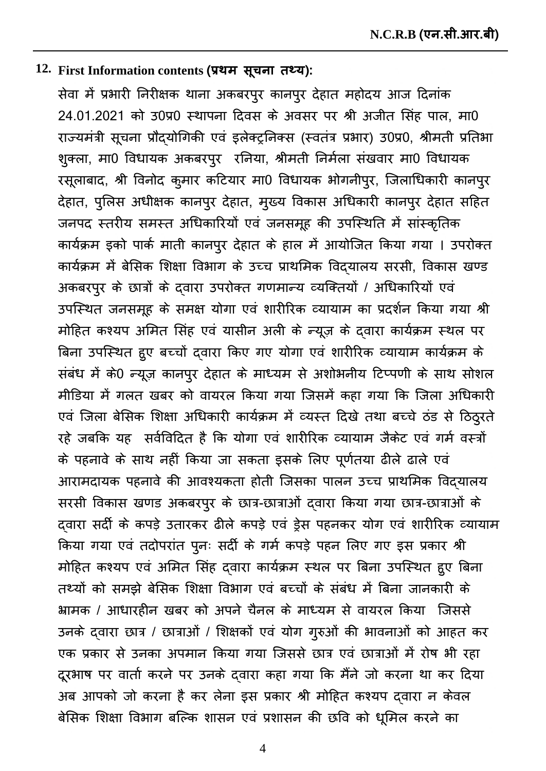**12. First Information contents (प्रथम सूचना तथ्य):**

सेवा में प्रभारी निरीक्षक थाना अकबरपुर कानपुर देहात महोदय आज दिनांक 24.01.2021 को उ0प्र0 स्थापना दिवस के अवसर पर श्री अजीत सिंह पाल, मा0 राज्यमंत्री सूचना प्रौद्योगिकी एवं इलेक्ट्रनिक्स (स्वतंत्र प्रभार) उ0प्र0, श्रीमती प्रतिभा शुक्ला, मा0 विधायक अकबरपुर रनिया, श्रीमती निर्मला संखवार मा0 विधायक रसूलाबाद, श्री विनोद कुमार कटियार मा0 विधायक भोगनीपुर, जिलाधिकारी कानपुर देहात, पुलिस अधीक्षक कानपुर देहात, मुख्य विकास अधिकारी कानपुर देहात सहित जनपद स्तरीय समस्त अधिकारियों एवं जनसमूह की उपस्थिति में सांस्कृतिक कार्यक्रम इको पार्क माती कानपुर देहात के हाल में आयोजित किया गया । उपरोक्त कार्यक्रम में बेसिक शिक्षा विभाग के उच्च प्राथमिक विद्यालय सरसी, विकास खण्ड अकबरपुर के छात्रों के द्वारा उपरोक्त गणमान्य व्यक्तियों / अधिकारियों एवं उपस्थित जनसमूह के समक्ष योगा एवं शारीरिक व्यायाम का प्रदर्शन किया गया श्री मोहित कश्यप अमित सिंह एवं यासीन अली के न्यूज़ के द्वारा कार्यक्रम स्थल पर बिना उपस्थित हुए बच्चों द्वारा किए गए योगा एवं शारीरिक व्यायाम कार्यक्रम के संबंध में के0 न्यूज़ कानपुर देहात के माध्यम से अशोभनीय टिप्पणी के साथ सोशल मीडिया में गलत खबर को वायरल किया गया जिसमें कहा गया कि जिला अधिकारी एवं जिला बेसिक शिक्षा अधिकारी कार्यक्रम में व्यस्त दिखे तथा बच्चे ठंड से ठिठुरते रहे जबकि यह सर्वविदित है कि योगा एवं शारीरिक व्यायाम जैकेट एवं गर्म वस्त्रों के पहनावे के साथ नहीं किया जा सकता इसके लिए पूर्णतया ढीले ढाले एवं आरामदायक पहनावे की आवश्यकता होती जिसका पालन उच्च प्राथमिक विद्यालय सरसी विकास खण्ड अकबरपुर के छात्र-छात्राओं द्वारा किया गया छात्र-छात्राओं के द्वारा सर्दी के कपड़े उतारकर ढीले कपड़े एवं ड्रेस पहनकर योग एवं शारीरिक व्यायाम किया गया एवं तदोपरांत पुनः सर्दी के गर्म कपड़े पहन लिए गए इस प्रकार श्री मोहित कश्यप एवं अमित सिंह द्वारा कार्यक्रम स्थल पर बिना उपस्थित हुए बिना तथ्यों को समझे बेसिक शिक्षा विभाग एवं बच्चों के संबंध में बिना जानकारी के भ्रामक / आधारहीन खबर को अपने चैनल के माध्यम से वायरल किया जिससे उनके द्वारा छात्र / छात्राओं / शिक्षकों एवं योग गुरुओं की भावनाओं को आहत कर एक प्रकार से उनका अपमान किया गया जिससे छात्र एवं छात्राओं में रोष भी रहा दूरभाष पर वार्ता करने पर उनके द्वारा कहा गया कि मैंने जो करना था कर दिया अब आपको जो करना है कर लेना इस प्रकार श्री मोहित कश्यप द्वारा न केवल बेसिक शिक्षा विभाग बल्कि शासन एवं प्रशासन की छवि को धूमिल करने का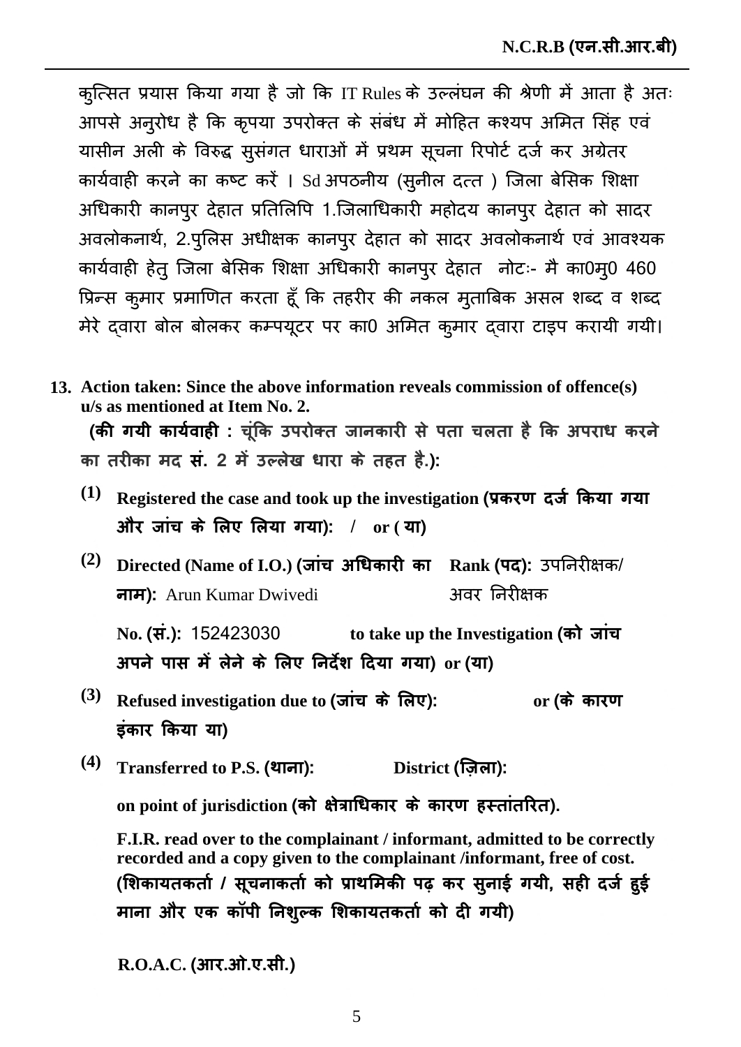कुत्सित प्रयास किया गया है जो कि IT Rules के उल्लंघन की श्रेणी में आता है अतः आपसे अनुरोध है कि कृपया उपरोक्त के संबंध में मोहित कश्यप अमित सिंह एवं यासीन अली के विरुद्ध सुसंगत धाराओं में प्रथम सूचना रिपोर्ट दर्ज कर अग्रेतर कार्यवाही करने का कष्ट करें । Sd अपठनीय (सुनील दत्त ) जिला बेसिक शिक्षा अधिकारी कानपुर देहात प्रतिलिपि 1.जिलाधिकारी महोदय कानपुर देहात को सादर अवलोकनार्थ, 2.पुलिस अधीक्षक कानपुर देहात को सादर अवलोकनार्थ एवं आवश्यक कार्यवाही हेतु जिला बेसिक शिक्षा अधिकारी कानपुर देहात नोटः- मै का0मु0 460 प्रिन्स कुमार प्रमाणित करता हूँ कि तहरीर की नकल मुताबिक असल शब्द व शब्द मेरे द्वारा बोल बोलकर कम्पयूटर पर का0 अमित कुमार द्वारा टाइप करायी गयी।

**13. Action taken: Since the above information reveals commission of offence(s) u/s as mentioned at Item No. 2.**
**(की गयी कार्यवाही : चूंकि उपरोक्त जानकारी से पता चलता है कि अपराध करने का तरीका मद सं. 2 में उल्लेख धारा के तहत है.):**

**(1) Registered the case and took up the investigation (प्रकरण दर्ज किया गया और जांच के लिए लिया गया):** / **or ( या)**

**(2) Directed (Name of I.O.) (जांच अधिकारी का नाम):** Arun Kumar Dwivedi **Rank (पद):** उपनिरीक्षक/अवर निरीक्षक

**No. (सं.):** 152423030 **to take up the Investigation (को जांच अपने पास में लेने के लिए निर्देश दिया गया) or (या)**

**(3) Refused investigation due to (जांच के लिए):** **or (के कारण इंकार किया या)**

**(4) Transferred to P.S. (थाना):** **District (ज़िला):**

**on point of jurisdiction (को क्षेत्राधिकार के कारण हस्तांतरित).**

**F.I.R. read over to the complainant / informant, admitted to be correctly recorded and a copy given to the complainant /informant, free of cost.**
**(शिकायतकर्ता / सूचनाकर्ता को प्राथमिकी पढ़ कर सुनाई गयी, सही दर्ज हुई माना और एक कॉपी निशुल्क शिकायतकर्ता को दी गयी)**

**R.O.A.C. (आर.ओ.ए.सी.)**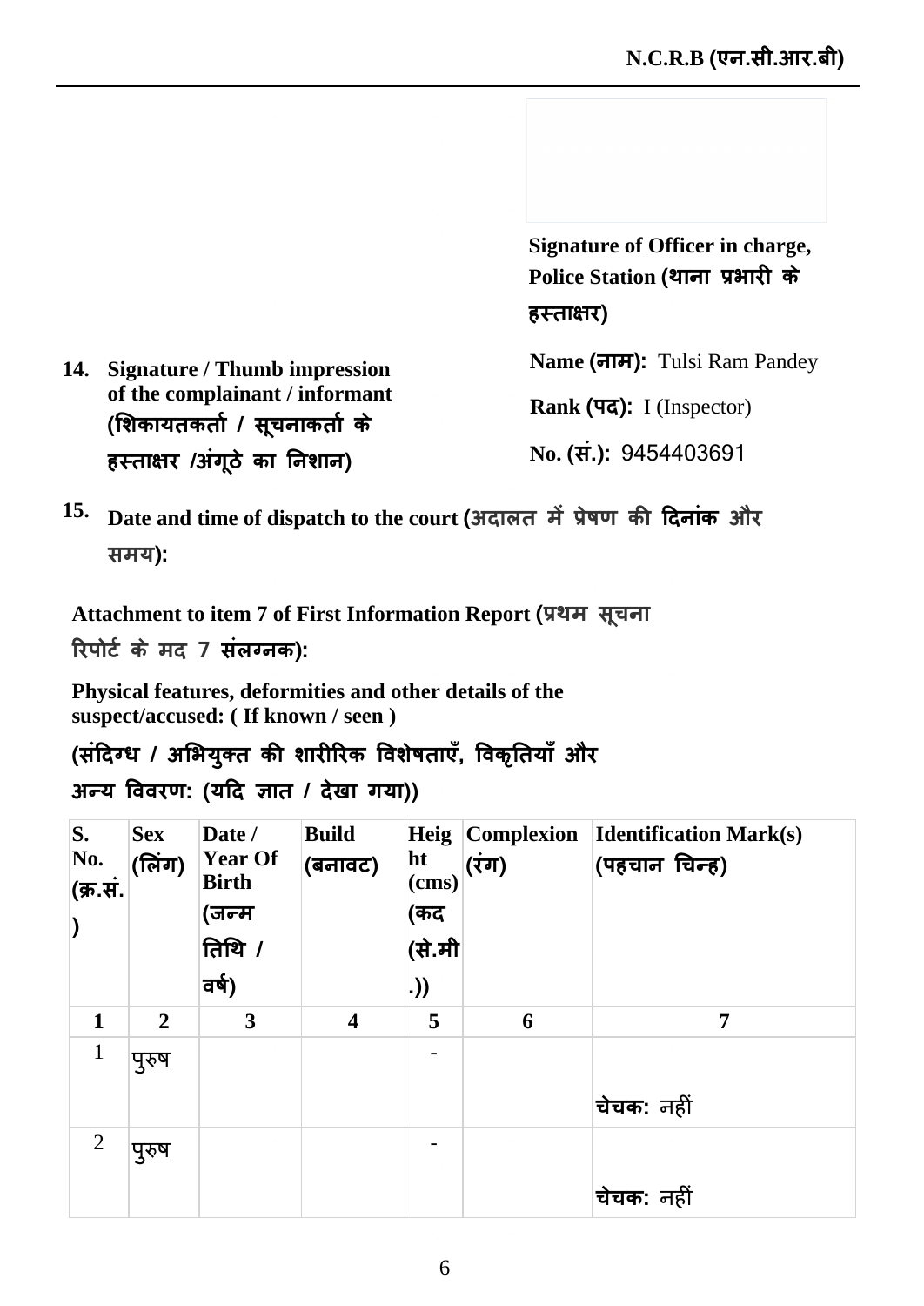Signature of Officer in charge, Police Station (थाना प्रभारी के हस्ताक्षर)

Name (नाम): Tulsi Ram Pandey

Rank (पद): I (Inspector)

No. (सं.): 9454403691

**14. Signature / Thumb impression of the complainant / informant (शिकायतकर्ता / सूचनाकर्ता के हस्ताक्षर /अंगूठे का निशान)**

**15. Date and time of dispatch to the court (अदालत में प्रेषण की दिनांक और समय):**

**Attachment to item 7 of First Information Report (प्रथम सूचना रिपोर्ट के मद 7 संलग्नक):**

**Physical features, deformities and other details of the suspect/accused: ( If known / seen )**

**(संदिग्ध / अभियुक्त की शारीरिक विशेषताएँ, विकृतियाँ और अन्य विवरण: (यदि ज्ञात / देखा गया))**

| S. No. (क्र.सं.) | Sex (लिंग) | Date / Year Of Birth (जन्म तिथि / वर्ष) | Build (बनावट) | Height (cms) (कद (से.मी.)) | Complexion (रंग) | Identification Mark(s) (पहचान चिन्ह) |
|---|---|---|---|---|---|---|
| 1 | 2 | 3 | 4 | 5 | 6 | 7 |
| 1 | पुरुष | | | - | | **चेचक:** नहीं |
| 2 | पुरुष | | | - | | **चेचक:** नहीं |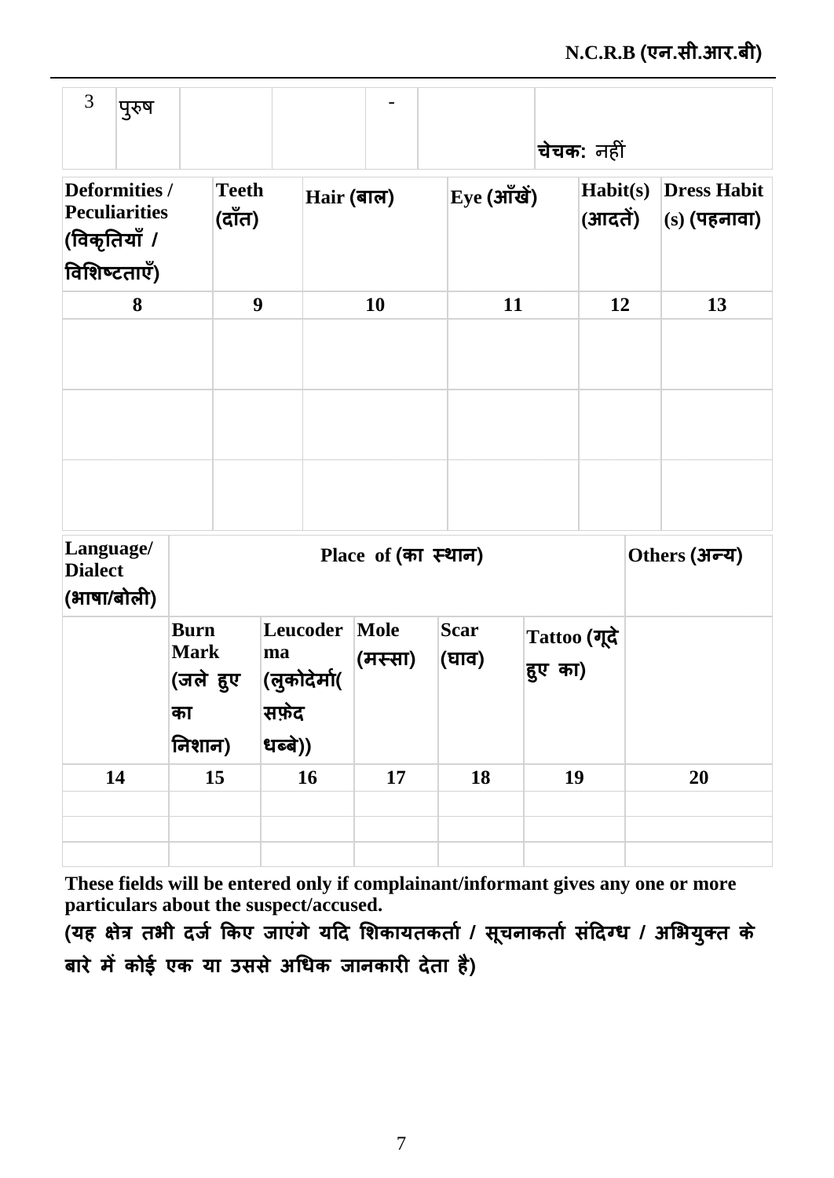| | | | | | | |
|---|---|---|---|---|---|---|
| 3 | पुरुष | | | - | | चेचक: नहीं |

| Deformities / Peculiarities (विकृतियाँ / विशिष्टताएँ) | Teeth (दाँत) | Hair (बाल) | Eye (आँखें) | Habit(s) (आदतें) | Dress Habit (s) (पहनावा) |
|---|---|---|---|---|---|
| **8** | **9** | **10** | **11** | **12** | **13** |
| | | | | | |
| | | | | | |
| | | | | | |

| Language/ Dialect (भाषा/बोली) | Place of (का स्थान) | | | | | Others (अन्य) |
|---|---|---|---|---|---|---|
| | Burn Mark (जले हुए का निशान) | Leucoderma (लुकोदेर्मा( सफ़ेद धब्बे)) | Mole (मस्सा) | Scar (घाव) | Tattoo (गूदे हुए का) | |
| **14** | **15** | **16** | **17** | **18** | **19** | **20** |
| | | | | | | |
| | | | | | | |
| | | | | | | |

**These fields will be entered only if complainant/informant gives any one or more particulars about the suspect/accused.**

**(यह क्षेत्र तभी दर्ज किए जाएंगे यदि शिकायतकर्ता / सूचनाकर्ता संदिग्ध / अभियुक्त के बारे में कोई एक या उससे अधिक जानकारी देता है)**